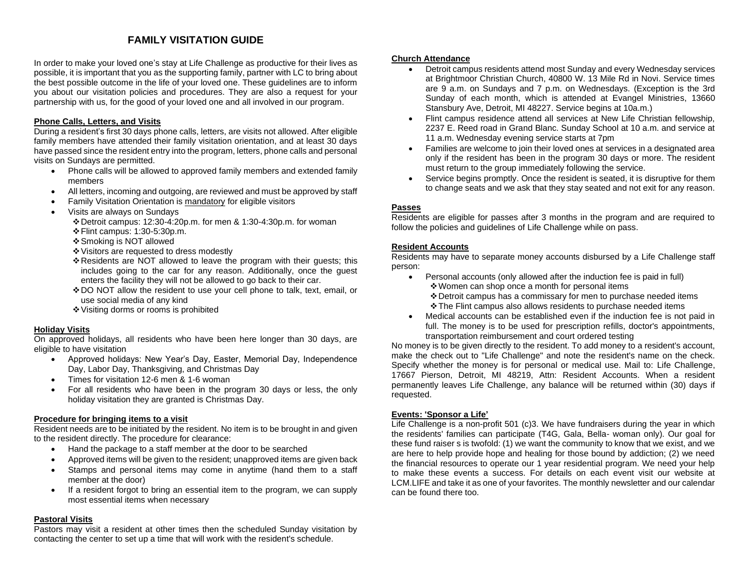# FAMILY VISITATION GUIDE

In order to make your loved one's stay at Life Challenge as productive for their lives as possible, it is important that you as the supporting family, partner with LC to bring about the best possible outcome in the life of your loved one. These guidelines are to inform you about our visitation policies and procedures. They are also a request for your partnership with us, for the good of your loved one and all involved in our program.

## Phone Calls, Letters, and Visits

During a resident's first 30 days phone calls, letters, are visits not allowed. After eligible family members have attended their family visitation orientation, and at least 30 days have passed since the resident entry into the program, letters, phone calls and personal visits on Sundays are permitted.

- Phone calls will be allowed to approved family members and extended family members
- All letters, incoming and outgoing, are reviewed and must be approved by staff
- Family Visitation Orientation is mandatory for eligible visitors
- Visits are always on Sundays
  - Detroit campus: 12:30-4:20p.m. for men & 1:30-4:30p.m. for woman
  - Flint campus: 1:30-5:30p.m.
  - Smoking is NOT allowed
  - Visitors are requested to dress modestly
  - Residents are NOT allowed to leave the program with their guests; this includes going to the car for any reason. Additionally, once the guest enters the facility they will not be allowed to go back to their car.
  - DO NOT allow the resident to use your cell phone to talk, text, email, or use social media of any kind
  - Visiting dorms or rooms is prohibited

## Holiday Visits

On approved holidays, all residents who have been here longer than 30 days, are eligible to have visitation

- Approved holidays: New Year's Day, Easter, Memorial Day, Independence Day, Labor Day, Thanksgiving, and Christmas Day
- Times for visitation 12-6 men & 1-6 woman
- For all residents who have been in the program 30 days or less, the only holiday visitation they are granted is Christmas Day.

## Procedure for bringing items to a visit

Resident needs are to be initiated by the resident. No item is to be brought in and given to the resident directly. The procedure for clearance:

- Hand the package to a staff member at the door to be searched
- Approved items will be given to the resident; unapproved items are given back
- Stamps and personal items may come in anytime (hand them to a staff member at the door)
- If a resident forgot to bring an essential item to the program, we can supply most essential items when necessary

## Pastoral Visits

Pastors may visit a resident at other times then the scheduled Sunday visitation by contacting the center to set up a time that will work with the resident's schedule.

## Church Attendance

- Detroit campus residents attend most Sunday and every Wednesday services at Brightmoor Christian Church, 40800 W. 13 Mile Rd in Novi. Service times are 9 a.m. on Sundays and 7 p.m. on Wednesdays. (Exception is the 3rd Sunday of each month, which is attended at Evangel Ministries, 13660 Stansbury Ave, Detroit, MI 48227. Service begins at 10a.m.)
- Flint campus residence attend all services at New Life Christian fellowship, 2237 E. Reed road in Grand Blanc. Sunday School at 10 a.m. and service at 11 a.m. Wednesday evening service starts at 7pm
- Families are welcome to join their loved ones at services in a designated area only if the resident has been in the program 30 days or more. The resident must return to the group immediately following the service.
- Service begins promptly. Once the resident is seated, it is disruptive for them to change seats and we ask that they stay seated and not exit for any reason.

## Passes

Residents are eligible for passes after 3 months in the program and are required to follow the policies and guidelines of Life Challenge while on pass.

## Resident Accounts

Residents may have to separate money accounts disbursed by a Life Challenge staff person:

- Personal accounts (only allowed after the induction fee is paid in full)
  - Women can shop once a month for personal items
  - Detroit campus has a commissary for men to purchase needed items
  - The Flint campus also allows residents to purchase needed items
- Medical accounts can be established even if the induction fee is not paid in full. The money is to be used for prescription refills, doctor's appointments, transportation reimbursement and court ordered testing

No money is to be given directly to the resident. To add money to a resident's account, make the check out to "Life Challenge" and note the resident's name on the check. Specify whether the money is for personal or medical use. Mail to: Life Challenge, 17667 Pierson, Detroit, MI 48219, Attn: Resident Accounts. When a resident permanently leaves Life Challenge, any balance will be returned within (30) days if requested.

## Events: 'Sponsor a Life'

Life Challenge is a non-profit 501 (c)3. We have fundraisers during the year in which the residents' families can participate (T4G, Gala, Bella- woman only). Our goal for these fund raiser s is twofold: (1) we want the community to know that we exist, and we are here to help provide hope and healing for those bound by addiction; (2) we need the financial resources to operate our 1 year residential program. We need your help to make these events a success. For details on each event visit our website at LCM.LIFE and take it as one of your favorites. The monthly newsletter and our calendar can be found there too.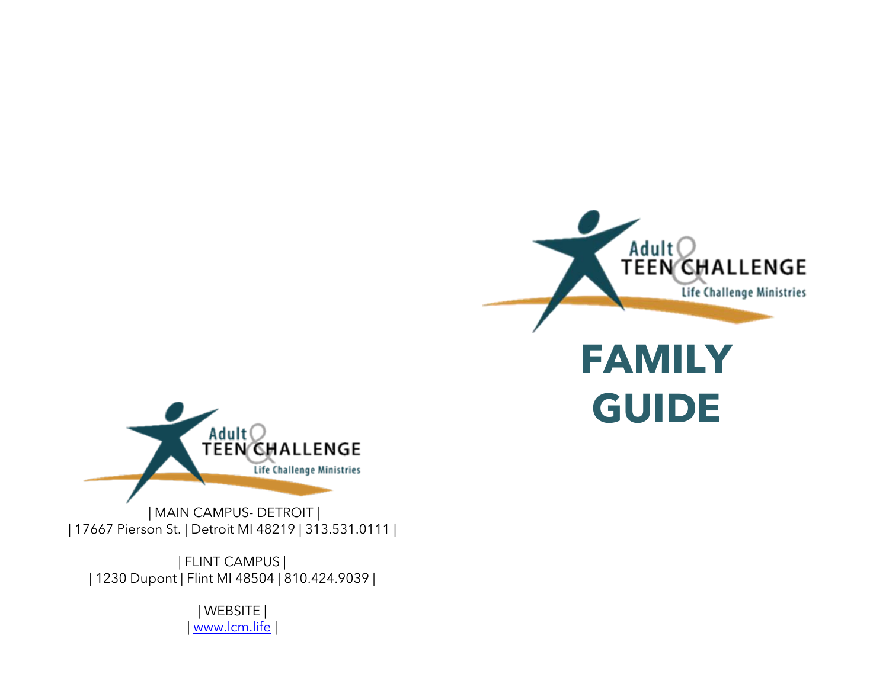Adult & TEEN CHALLENGE

Life Challenge Ministries

| MAIN CAMPUS- DETROIT |
| 17667 Pierson St. | Detroit MI 48219 | 313.531.0111 |

| FLINT CAMPUS |
| 1230 Dupont | Flint MI 48504 | 810.424.9039 |

| WEBSITE |
| www.lcm.life |

Adult & TEEN CHALLENGE

Life Challenge Ministries

# FAMILY GUIDE